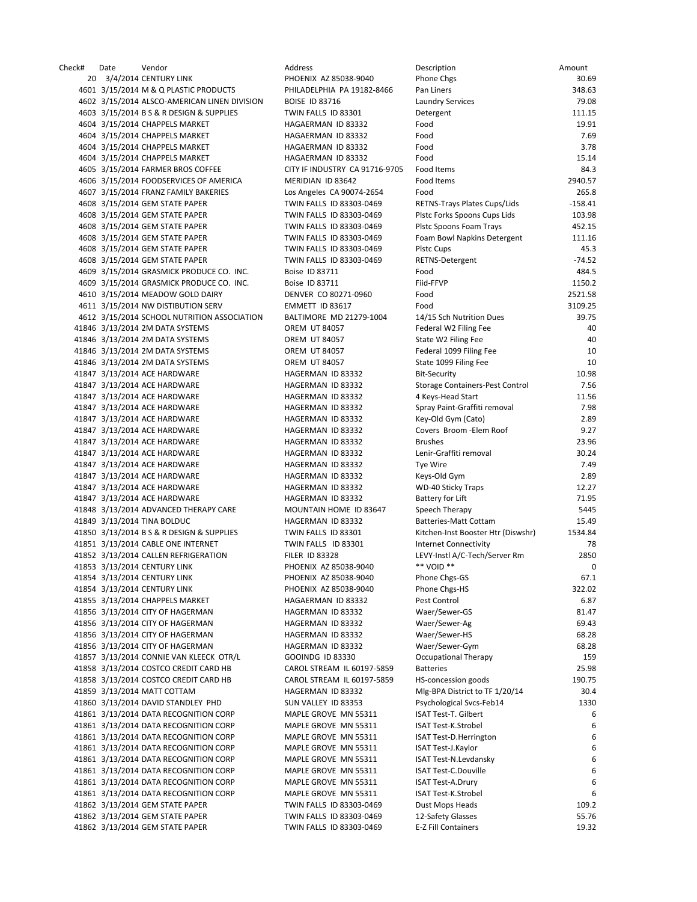| Check# | Date | Vendor | Address | Description | Amount |
|---|---|---|---|---|---|
| 20 | 3/4/2014 | CENTURY LINK | PHOENIX AZ 85038-9040 | Phone Chgs | 30.69 |
| 4601 | 3/15/2014 | M & Q PLASTIC PRODUCTS | PHILADELPHIA PA 19182-8466 | Pan Liners | 348.63 |
| 4602 | 3/15/2014 | ALSCO-AMERICAN LINEN DIVISION | BOISE ID 83716 | Laundry Services | 79.08 |
| 4603 | 3/15/2014 | B S & R DESIGN & SUPPLIES | TWIN FALLS ID 83301 | Detergent | 111.15 |
| 4604 | 3/15/2014 | CHAPPELS MARKET | HAGAERMAN ID 83332 | Food | 19.91 |
| 4604 | 3/15/2014 | CHAPPELS MARKET | HAGAERMAN ID 83332 | Food | 7.69 |
| 4604 | 3/15/2014 | CHAPPELS MARKET | HAGAERMAN ID 83332 | Food | 3.78 |
| 4604 | 3/15/2014 | CHAPPELS MARKET | HAGAERMAN ID 83332 | Food | 15.14 |
| 4605 | 3/15/2014 | FARMER BROS COFFEE | CITY IF INDUSTRY CA 91716-9705 | Food Items | 84.3 |
| 4606 | 3/15/2014 | FOODSERVICES OF AMERICA | MERIDIAN ID 83642 | Food Items | 2940.57 |
| 4607 | 3/15/2014 | FRANZ FAMILY BAKERIES | Los Angeles CA 90074-2654 | Food | 265.8 |
| 4608 | 3/15/2014 | GEM STATE PAPER | TWIN FALLS ID 83303-0469 | RETNS-Trays Plates Cups/Lids | -158.41 |
| 4608 | 3/15/2014 | GEM STATE PAPER | TWIN FALLS ID 83303-0469 | Plstc Forks Spoons Cups Lids | 103.98 |
| 4608 | 3/15/2014 | GEM STATE PAPER | TWIN FALLS ID 83303-0469 | Plstc Spoons Foam Trays | 452.15 |
| 4608 | 3/15/2014 | GEM STATE PAPER | TWIN FALLS ID 83303-0469 | Foam Bowl Napkins Detergent | 111.16 |
| 4608 | 3/15/2014 | GEM STATE PAPER | TWIN FALLS ID 83303-0469 | Plstc Cups | 45.3 |
| 4608 | 3/15/2014 | GEM STATE PAPER | TWIN FALLS ID 83303-0469 | RETNS-Detergent | -74.52 |
| 4609 | 3/15/2014 | GRASMICK PRODUCE CO. INC. | Boise ID 83711 | Food | 484.5 |
| 4609 | 3/15/2014 | GRASMICK PRODUCE CO. INC. | Boise ID 83711 | Fiid-FFVP | 1150.2 |
| 4610 | 3/15/2014 | MEADOW GOLD DAIRY | DENVER CO 80271-0960 | Food | 2521.58 |
| 4611 | 3/15/2014 | NW DISTIBUTION SERV | EMMETT ID 83617 | Food | 3109.25 |
| 4612 | 3/15/2014 | SCHOOL NUTRITION ASSOCIATION | BALTIMORE MD 21279-1004 | 14/15 Sch Nutrition Dues | 39.75 |
| 41846 | 3/13/2014 | 2M DATA SYSTEMS | OREM UT 84057 | Federal W2 Filing Fee | 40 |
| 41846 | 3/13/2014 | 2M DATA SYSTEMS | OREM UT 84057 | State W2 Filing Fee | 40 |
| 41846 | 3/13/2014 | 2M DATA SYSTEMS | OREM UT 84057 | Federal 1099 Filing Fee | 10 |
| 41846 | 3/13/2014 | 2M DATA SYSTEMS | OREM UT 84057 | State 1099 Filing Fee | 10 |
| 41847 | 3/13/2014 | ACE HARDWARE | HAGERMAN ID 83332 | Bit-Security | 10.98 |
| 41847 | 3/13/2014 | ACE HARDWARE | HAGERMAN ID 83332 | Storage Containers-Pest Control | 7.56 |
| 41847 | 3/13/2014 | ACE HARDWARE | HAGERMAN ID 83332 | 4 Keys-Head Start | 11.56 |
| 41847 | 3/13/2014 | ACE HARDWARE | HAGERMAN ID 83332 | Spray Paint-Graffiti removal | 7.98 |
| 41847 | 3/13/2014 | ACE HARDWARE | HAGERMAN ID 83332 | Key-Old Gym (Cato) | 2.89 |
| 41847 | 3/13/2014 | ACE HARDWARE | HAGERMAN ID 83332 | Covers Broom -Elem Roof | 9.27 |
| 41847 | 3/13/2014 | ACE HARDWARE | HAGERMAN ID 83332 | Brushes | 23.96 |
| 41847 | 3/13/2014 | ACE HARDWARE | HAGERMAN ID 83332 | Lenir-Graffiti removal | 30.24 |
| 41847 | 3/13/2014 | ACE HARDWARE | HAGERMAN ID 83332 | Tye Wire | 7.49 |
| 41847 | 3/13/2014 | ACE HARDWARE | HAGERMAN ID 83332 | Keys-Old Gym | 2.89 |
| 41847 | 3/13/2014 | ACE HARDWARE | HAGERMAN ID 83332 | WD-40 Sticky Traps | 12.27 |
| 41847 | 3/13/2014 | ACE HARDWARE | HAGERMAN ID 83332 | Battery for Lift | 71.95 |
| 41848 | 3/13/2014 | ADVANCED THERAPY CARE | MOUNTAIN HOME ID 83647 | Speech Therapy | 5445 |
| 41849 | 3/13/2014 | TINA BOLDUC | HAGERMAN ID 83332 | Batteries-Matt Cottam | 15.49 |
| 41850 | 3/13/2014 | B S & R DESIGN & SUPPLIES | TWIN FALLS ID 83301 | Kitchen-Inst Booster Htr (Diswshr) | 1534.84 |
| 41851 | 3/13/2014 | CABLE ONE INTERNET | TWIN FALLS ID 83301 | Internet Connectivity | 78 |
| 41852 | 3/13/2014 | CALLEN REFRIGERATION | FILER ID 83328 | LEVY-Instl A/C-Tech/Server Rm | 2850 |
| 41853 | 3/13/2014 | CENTURY LINK | PHOENIX AZ 85038-9040 | ** VOID ** | 0 |
| 41854 | 3/13/2014 | CENTURY LINK | PHOENIX AZ 85038-9040 | Phone Chgs-GS | 67.1 |
| 41854 | 3/13/2014 | CENTURY LINK | PHOENIX AZ 85038-9040 | Phone Chgs-HS | 322.02 |
| 41855 | 3/13/2014 | CHAPPELS MARKET | HAGAERMAN ID 83332 | Pest Control | 6.87 |
| 41856 | 3/13/2014 | CITY OF HAGERMAN | HAGERMAN ID 83332 | Waer/Sewer-GS | 81.47 |
| 41856 | 3/13/2014 | CITY OF HAGERMAN | HAGERMAN ID 83332 | Waer/Sewer-Ag | 69.43 |
| 41856 | 3/13/2014 | CITY OF HAGERMAN | HAGERMAN ID 83332 | Waer/Sewer-HS | 68.28 |
| 41856 | 3/13/2014 | CITY OF HAGERMAN | HAGERMAN ID 83332 | Waer/Sewer-Gym | 68.28 |
| 41857 | 3/13/2014 | CONNIE VAN KLEECK OTR/L | GOOINDG ID 83330 | Occupational Therapy | 159 |
| 41858 | 3/13/2014 | COSTCO CREDIT CARD HB | CAROL STREAM IL 60197-5859 | Batteries | 25.98 |
| 41858 | 3/13/2014 | COSTCO CREDIT CARD HB | CAROL STREAM IL 60197-5859 | HS-concession goods | 190.75 |
| 41859 | 3/13/2014 | MATT COTTAM | HAGERMAN ID 83332 | Mlg-BPA District to TF 1/20/14 | 30.4 |
| 41860 | 3/13/2014 | DAVID STANDLEY PHD | SUN VALLEY ID 83353 | Psychological Svcs-Feb14 | 1330 |
| 41861 | 3/13/2014 | DATA RECOGNITION CORP | MAPLE GROVE MN 55311 | ISAT Test-T. Gilbert | 6 |
| 41861 | 3/13/2014 | DATA RECOGNITION CORP | MAPLE GROVE MN 55311 | ISAT Test-K.Strobel | 6 |
| 41861 | 3/13/2014 | DATA RECOGNITION CORP | MAPLE GROVE MN 55311 | ISAT Test-D.Herrington | 6 |
| 41861 | 3/13/2014 | DATA RECOGNITION CORP | MAPLE GROVE MN 55311 | ISAT Test-J.Kaylor | 6 |
| 41861 | 3/13/2014 | DATA RECOGNITION CORP | MAPLE GROVE MN 55311 | ISAT Test-N.Levdansky | 6 |
| 41861 | 3/13/2014 | DATA RECOGNITION CORP | MAPLE GROVE MN 55311 | ISAT Test-C.Douville | 6 |
| 41861 | 3/13/2014 | DATA RECOGNITION CORP | MAPLE GROVE MN 55311 | ISAT Test-A.Drury | 6 |
| 41861 | 3/13/2014 | DATA RECOGNITION CORP | MAPLE GROVE MN 55311 | ISAT Test-K.Strobel | 6 |
| 41862 | 3/13/2014 | GEM STATE PAPER | TWIN FALLS ID 83303-0469 | Dust Mops Heads | 109.2 |
| 41862 | 3/13/2014 | GEM STATE PAPER | TWIN FALLS ID 83303-0469 | 12-Safety Glasses | 55.76 |
| 41862 | 3/13/2014 | GEM STATE PAPER | TWIN FALLS ID 83303-0469 | E-Z Fill Containers | 19.32 |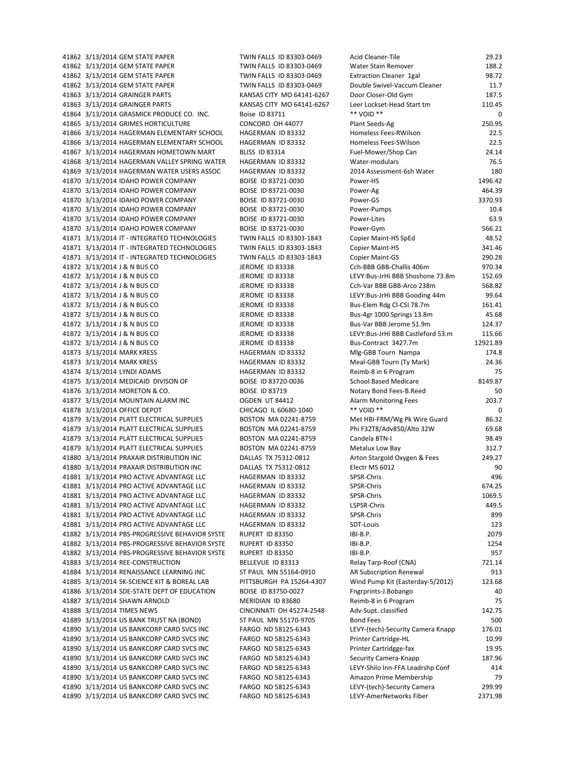| | | | | | |
|---|---|---|---|---|---|
| 41862 | 3/13/2014 | GEM STATE PAPER | TWIN FALLS ID 83303-0469 | Acid Cleaner-Tile | 29.23 |
| 41862 | 3/13/2014 | GEM STATE PAPER | TWIN FALLS ID 83303-0469 | Water Stain Remover | 188.2 |
| 41862 | 3/13/2014 | GEM STATE PAPER | TWIN FALLS ID 83303-0469 | Extraction Cleaner 1gal | 98.72 |
| 41862 | 3/13/2014 | GEM STATE PAPER | TWIN FALLS ID 83303-0469 | Double Swivel-Vaccum Cleaner | 11.7 |
| 41863 | 3/13/2014 | GRAINGER PARTS | KANSAS CITY MO 64141-6267 | Door Closer-Old Gym | 187.5 |
| 41863 | 3/13/2014 | GRAINGER PARTS | KANSAS CITY MO 64141-6267 | Leer Lockset-Head Start tm | 110.45 |
| 41864 | 3/13/2014 | GRASMICK PRODUCE CO. INC. | Boise ID 83711 | ** VOID ** | 0 |
| 41865 | 3/13/2014 | GRIMES HORTICULTURE | CONCORD OH 44077 | Plant Seeds-Ag | 250.95 |
| 41866 | 3/13/2014 | HAGERMAN ELEMENTARY SCHOOL | HAGERMAN ID 83332 | Homeless Fees-RWilson | 22.5 |
| 41866 | 3/13/2014 | HAGERMAN ELEMENTARY SCHOOL | HAGERMAN ID 83332 | Homeless Fees-SWilson | 22.5 |
| 41867 | 3/13/2014 | HAGERMAN HOMETOWN MART | BLISS ID 83314 | Fuel-Mower/Shop Can | 24.14 |
| 41868 | 3/13/2014 | HAGERMAN VALLEY SPRING WATER | HAGERMAN ID 83332 | Water-modulars | 76.5 |
| 41869 | 3/13/2014 | HAGERMAN WATER USERS ASSOC | HAGERMAN ID 83332 | 2014 Assessment-6sh Water | 180 |
| 41870 | 3/13/2014 | IDAHO POWER COMPANY | BOISE ID 83721-0030 | Power-HS | 1496.42 |
| 41870 | 3/13/2014 | IDAHO POWER COMPANY | BOISE ID 83721-0030 | Power-Ag | 464.39 |
| 41870 | 3/13/2014 | IDAHO POWER COMPANY | BOISE ID 83721-0030 | Power-GS | 3370.93 |
| 41870 | 3/13/2014 | IDAHO POWER COMPANY | BOISE ID 83721-0030 | Power-Pumps | 10.4 |
| 41870 | 3/13/2014 | IDAHO POWER COMPANY | BOISE ID 83721-0030 | Power-Lites | 63.9 |
| 41870 | 3/13/2014 | IDAHO POWER COMPANY | BOISE ID 83721-0030 | Power-Gym | 566.21 |
| 41871 | 3/13/2014 | IT - INTEGRATED TECHNOLOGIES | TWIN FALLS ID 83303-1843 | Copier Maint-HS SpEd | 48.52 |
| 41871 | 3/13/2014 | IT - INTEGRATED TECHNOLOGIES | TWIN FALLS ID 83303-1843 | Copier Maint-HS | 341.46 |
| 41871 | 3/13/2014 | IT - INTEGRATED TECHNOLOGIES | TWIN FALLS ID 83303-1843 | Copier Maint-GS | 290.28 |
| 41872 | 3/13/2014 | J & N BUS CO | JEROME ID 83338 | Cch-BBB GBB-Challis 406m | 970.34 |
| 41872 | 3/13/2014 | J & N BUS CO | JEROME ID 83338 | LEVY:Bus-JrHi BBB Shoshone 73.8m | 152.69 |
| 41872 | 3/13/2014 | J & N BUS CO | JEROME ID 83338 | Cch-Var BBB GBB-Arco 238m | 568.82 |
| 41872 | 3/13/2014 | J & N BUS CO | JEROME ID 83338 | LEVY:Bus-JrHi BBB Gooding 44m | 99.64 |
| 41872 | 3/13/2014 | J & N BUS CO | JEROME ID 83338 | Bus-Elem Rdg Cl-CSI 78.7m | 161.41 |
| 41872 | 3/13/2014 | J & N BUS CO | JEROME ID 83338 | Bus-4gr 1000 Springs 13.8m | 45.68 |
| 41872 | 3/13/2014 | J & N BUS CO | JEROME ID 83338 | Bus-Var BBB Jerome 51.9m | 124.37 |
| 41872 | 3/13/2014 | J & N BUS CO | JEROME ID 83338 | LEVY:Bus-JrHi BBB Castleford 53.m | 115.66 |
| 41872 | 3/13/2014 | J & N BUS CO | JEROME ID 83338 | Bus-Contract 3427.7m | 12921.89 |
| 41873 | 3/13/2014 | MARK KRESS | HAGERMAN ID 83332 | Mlg-GBB Tourn Nampa | 174.8 |
| 41873 | 3/13/2014 | MARK KRESS | HAGERMAN ID 83332 | Meal-GBB Tourn (Ty Mark) | 24.36 |
| 41874 | 3/13/2014 | LYNDI ADAMS | HAGERMAN ID 83332 | Reimb-8 in 6 Program | 75 |
| 41875 | 3/13/2014 | MEDICAID DIVISON OF | BOISE ID 83720-0036 | School Based Medicare | 8149.87 |
| 41876 | 3/13/2014 | MORETON & CO. | BOISE ID 83719 | Notary Bond Fees-B.Reed | 50 |
| 41877 | 3/13/2014 | MOUNTAIN ALARM INC | OGDEN UT 84412 | Alarm Monitoring Fees | 203.7 |
| 41878 | 3/13/2014 | OFFICE DEPOT | CHICAGO IL 60680-1040 | ** VOID ** | 0 |
| 41879 | 3/13/2014 | PLATT ELECTRICAL SUPPLIES | BOSTON MA 02241-8759 | Met HBI-FRM/Wg Pk Wire Guard | 86.32 |
| 41879 | 3/13/2014 | PLATT ELECTRICAL SUPPLIES | BOSTON MA 02241-8759 | Phi F32T8/Adv850/Alto 32W | 69.68 |
| 41879 | 3/13/2014 | PLATT ELECTRICAL SUPPLIES | BOSTON MA 02241-8759 | Candela BTN-I | 98.49 |
| 41879 | 3/13/2014 | PLATT ELECTRICAL SUPPLIES | BOSTON MA 02241-8759 | Metalux Low Bay | 312.7 |
| 41880 | 3/13/2014 | PRAXAIR DISTRIBUTION INC | DALLAS TX 75312-0812 | Arton Stargold Oxygen & Fees | 249.27 |
| 41880 | 3/13/2014 | PRAXAIR DISTRIBUTION INC | DALLAS TX 75312-0812 | Electr MS 6012 | 90 |
| 41881 | 3/13/2014 | PRO ACTIVE ADVANTAGE LLC | HAGERMAN ID 83332 | SPSR-Chris | 496 |
| 41881 | 3/13/2014 | PRO ACTIVE ADVANTAGE LLC | HAGERMAN ID 83332 | SPSR-Chris | 674.25 |
| 41881 | 3/13/2014 | PRO ACTIVE ADVANTAGE LLC | HAGERMAN ID 83332 | SPSR-Chris | 1069.5 |
| 41881 | 3/13/2014 | PRO ACTIVE ADVANTAGE LLC | HAGERMAN ID 83332 | LSPSR-Chris | 449.5 |
| 41881 | 3/13/2014 | PRO ACTIVE ADVANTAGE LLC | HAGERMAN ID 83332 | SPSR-Chris | 899 |
| 41881 | 3/13/2014 | PRO ACTIVE ADVANTAGE LLC | HAGERMAN ID 83332 | SDT-Louis | 123 |
| 41882 | 3/13/2014 | PBS-PROGRESSIVE BEHAVIOR SYSTE | RUPERT ID 83350 | IBI-B.P. | 2079 |
| 41882 | 3/13/2014 | PBS-PROGRESSIVE BEHAVIOR SYSTE | RUPERT ID 83350 | IBI-B.P. | 1254 |
| 41882 | 3/13/2014 | PBS-PROGRESSIVE BEHAVIOR SYSTE | RUPERT ID 83350 | IBI-B.P. | 957 |
| 41883 | 3/13/2014 | REE-CONSTRUCTION | BELLEVUE ID 83313 | Relay Tarp-Roof (CNA) | 721.14 |
| 41884 | 3/13/2014 | RENAISSANCE LEARNING INC | ST PAUL MN 55164-0910 | AR Subscription Renewal | 913 |
| 41885 | 3/13/2014 | SK-SCIENCE KIT & BOREAL LAB | PITTSBURGH PA 15264-4307 | Wind Pump Kit (Easterday-5/2012) | 123.68 |
| 41886 | 3/13/2014 | SDE-STATE DEPT OF EDUCATION | BOISE ID 83750-0027 | Fngrprints-J.Bobango | 40 |
| 41887 | 3/13/2014 | SHAWN ARNOLD | MERIDIAN ID 83680 | Reimb-8 in 6 Program | 75 |
| 41888 | 3/13/2014 | TIMES NEWS | CINCINNATI OH 45274-2548 | Adv-Supt. classified | 142.75 |
| 41889 | 3/13/2014 | US BANK TRUST NA (BOND) | ST PAUL MN 55170-9705 | Bond Fees | 500 |
| 41890 | 3/13/2014 | US BANKCORP CARD SVCS INC | FARGO ND 58125-6343 | LEVY-(tech)-Security Camera Knapp | 176.01 |
| 41890 | 3/13/2014 | US BANKCORP CARD SVCS INC | FARGO ND 58125-6343 | Printer Cartridge-HL | 10.99 |
| 41890 | 3/13/2014 | US BANKCORP CARD SVCS INC | FARGO ND 58125-6343 | Printer Cartridgge-fax | 19.95 |
| 41890 | 3/13/2014 | US BANKCORP CARD SVCS INC | FARGO ND 58125-6343 | Security Camera-Knapp | 187.96 |
| 41890 | 3/13/2014 | US BANKCORP CARD SVCS INC | FARGO ND 58125-6343 | LEVY-Shilo Inn-FFA Leadrshp Conf | 414 |
| 41890 | 3/13/2014 | US BANKCORP CARD SVCS INC | FARGO ND 58125-6343 | Amazon Prime Membership | 79 |
| 41890 | 3/13/2014 | US BANKCORP CARD SVCS INC | FARGO ND 58125-6343 | LEVY-(tech)-Security Camera | 299.99 |
| 41890 | 3/13/2014 | US BANKCORP CARD SVCS INC | FARGO ND 58125-6343 | LEVY-AmerNetworks Fiber | 2371.98 |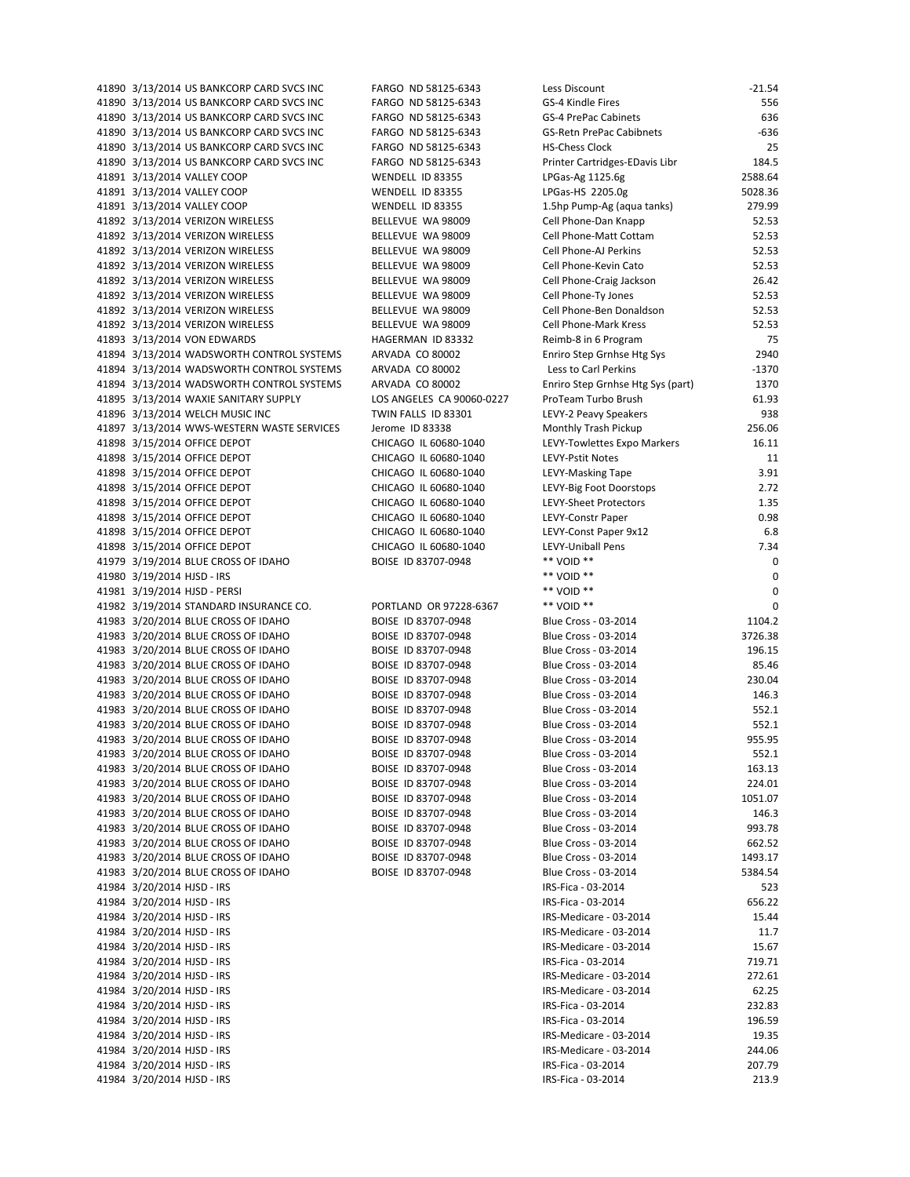| | | | | | |
|---|---|---|---|---|---|
| 41890 | 3/13/2014 | US BANKCORP CARD SVCS INC | FARGO ND 58125-6343 | Less Discount | -21.54 |
| 41890 | 3/13/2014 | US BANKCORP CARD SVCS INC | FARGO ND 58125-6343 | GS-4 Kindle Fires | 556 |
| 41890 | 3/13/2014 | US BANKCORP CARD SVCS INC | FARGO ND 58125-6343 | GS-4 PrePac Cabinets | 636 |
| 41890 | 3/13/2014 | US BANKCORP CARD SVCS INC | FARGO ND 58125-6343 | GS-Retn PrePac Cabibnets | -636 |
| 41890 | 3/13/2014 | US BANKCORP CARD SVCS INC | FARGO ND 58125-6343 | HS-Chess Clock | 25 |
| 41890 | 3/13/2014 | US BANKCORP CARD SVCS INC | FARGO ND 58125-6343 | Printer Cartridges-EDavis Libr | 184.5 |
| 41891 | 3/13/2014 | VALLEY COOP | WENDELL ID 83355 | LPGas-Ag 1125.6g | 2588.64 |
| 41891 | 3/13/2014 | VALLEY COOP | WENDELL ID 83355 | LPGas-HS 2205.0g | 5028.36 |
| 41891 | 3/13/2014 | VALLEY COOP | WENDELL ID 83355 | 1.5hp Pump-Ag (aqua tanks) | 279.99 |
| 41892 | 3/13/2014 | VERIZON WIRELESS | BELLEVUE WA 98009 | Cell Phone-Dan Knapp | 52.53 |
| 41892 | 3/13/2014 | VERIZON WIRELESS | BELLEVUE WA 98009 | Cell Phone-Matt Cottam | 52.53 |
| 41892 | 3/13/2014 | VERIZON WIRELESS | BELLEVUE WA 98009 | Cell Phone-AJ Perkins | 52.53 |
| 41892 | 3/13/2014 | VERIZON WIRELESS | BELLEVUE WA 98009 | Cell Phone-Kevin Cato | 52.53 |
| 41892 | 3/13/2014 | VERIZON WIRELESS | BELLEVUE WA 98009 | Cell Phone-Craig Jackson | 26.42 |
| 41892 | 3/13/2014 | VERIZON WIRELESS | BELLEVUE WA 98009 | Cell Phone-Ty Jones | 52.53 |
| 41892 | 3/13/2014 | VERIZON WIRELESS | BELLEVUE WA 98009 | Cell Phone-Ben Donaldson | 52.53 |
| 41892 | 3/13/2014 | VERIZON WIRELESS | BELLEVUE WA 98009 | Cell Phone-Mark Kress | 52.53 |
| 41893 | 3/13/2014 | VON EDWARDS | HAGERMAN ID 83332 | Reimb-8 in 6 Program | 75 |
| 41894 | 3/13/2014 | WADSWORTH CONTROL SYSTEMS | ARVADA CO 80002 | Enriro Step Grnhse Htg Sys | 2940 |
| 41894 | 3/13/2014 | WADSWORTH CONTROL SYSTEMS | ARVADA CO 80002 | Less to Carl Perkins | -1370 |
| 41894 | 3/13/2014 | WADSWORTH CONTROL SYSTEMS | ARVADA CO 80002 | Enriro Step Grnhse Htg Sys (part) | 1370 |
| 41895 | 3/13/2014 | WAXIE SANITARY SUPPLY | LOS ANGELES CA 90060-0227 | ProTeam Turbo Brush | 61.93 |
| 41896 | 3/13/2014 | WELCH MUSIC INC | TWIN FALLS ID 83301 | LEVY-2 Peavy Speakers | 938 |
| 41897 | 3/13/2014 | WWS-WESTERN WASTE SERVICES | Jerome ID 83338 | Monthly Trash Pickup | 256.06 |
| 41898 | 3/15/2014 | OFFICE DEPOT | CHICAGO IL 60680-1040 | LEVY-Towlettes Expo Markers | 16.11 |
| 41898 | 3/15/2014 | OFFICE DEPOT | CHICAGO IL 60680-1040 | LEVY-Pstit Notes | 11 |
| 41898 | 3/15/2014 | OFFICE DEPOT | CHICAGO IL 60680-1040 | LEVY-Masking Tape | 3.91 |
| 41898 | 3/15/2014 | OFFICE DEPOT | CHICAGO IL 60680-1040 | LEVY-Big Foot Doorstops | 2.72 |
| 41898 | 3/15/2014 | OFFICE DEPOT | CHICAGO IL 60680-1040 | LEVY-Sheet Protectors | 1.35 |
| 41898 | 3/15/2014 | OFFICE DEPOT | CHICAGO IL 60680-1040 | LEVY-Constr Paper | 0.98 |
| 41898 | 3/15/2014 | OFFICE DEPOT | CHICAGO IL 60680-1040 | LEVY-Const Paper 9x12 | 6.8 |
| 41898 | 3/15/2014 | OFFICE DEPOT | CHICAGO IL 60680-1040 | LEVY-Uniball Pens | 7.34 |
| 41979 | 3/19/2014 | BLUE CROSS OF IDAHO | BOISE ID 83707-0948 | ** VOID ** | 0 |
| 41980 | 3/19/2014 | HJSD - IRS | | ** VOID ** | 0 |
| 41981 | 3/19/2014 | HJSD - PERSI | | ** VOID ** | 0 |
| 41982 | 3/19/2014 | STANDARD INSURANCE CO. | PORTLAND OR 97228-6367 | ** VOID ** | 0 |
| 41983 | 3/20/2014 | BLUE CROSS OF IDAHO | BOISE ID 83707-0948 | Blue Cross - 03-2014 | 1104.2 |
| 41983 | 3/20/2014 | BLUE CROSS OF IDAHO | BOISE ID 83707-0948 | Blue Cross - 03-2014 | 3726.38 |
| 41983 | 3/20/2014 | BLUE CROSS OF IDAHO | BOISE ID 83707-0948 | Blue Cross - 03-2014 | 196.15 |
| 41983 | 3/20/2014 | BLUE CROSS OF IDAHO | BOISE ID 83707-0948 | Blue Cross - 03-2014 | 85.46 |
| 41983 | 3/20/2014 | BLUE CROSS OF IDAHO | BOISE ID 83707-0948 | Blue Cross - 03-2014 | 230.04 |
| 41983 | 3/20/2014 | BLUE CROSS OF IDAHO | BOISE ID 83707-0948 | Blue Cross - 03-2014 | 146.3 |
| 41983 | 3/20/2014 | BLUE CROSS OF IDAHO | BOISE ID 83707-0948 | Blue Cross - 03-2014 | 552.1 |
| 41983 | 3/20/2014 | BLUE CROSS OF IDAHO | BOISE ID 83707-0948 | Blue Cross - 03-2014 | 552.1 |
| 41983 | 3/20/2014 | BLUE CROSS OF IDAHO | BOISE ID 83707-0948 | Blue Cross - 03-2014 | 955.95 |
| 41983 | 3/20/2014 | BLUE CROSS OF IDAHO | BOISE ID 83707-0948 | Blue Cross - 03-2014 | 552.1 |
| 41983 | 3/20/2014 | BLUE CROSS OF IDAHO | BOISE ID 83707-0948 | Blue Cross - 03-2014 | 163.13 |
| 41983 | 3/20/2014 | BLUE CROSS OF IDAHO | BOISE ID 83707-0948 | Blue Cross - 03-2014 | 224.01 |
| 41983 | 3/20/2014 | BLUE CROSS OF IDAHO | BOISE ID 83707-0948 | Blue Cross - 03-2014 | 1051.07 |
| 41983 | 3/20/2014 | BLUE CROSS OF IDAHO | BOISE ID 83707-0948 | Blue Cross - 03-2014 | 146.3 |
| 41983 | 3/20/2014 | BLUE CROSS OF IDAHO | BOISE ID 83707-0948 | Blue Cross - 03-2014 | 993.78 |
| 41983 | 3/20/2014 | BLUE CROSS OF IDAHO | BOISE ID 83707-0948 | Blue Cross - 03-2014 | 662.52 |
| 41983 | 3/20/2014 | BLUE CROSS OF IDAHO | BOISE ID 83707-0948 | Blue Cross - 03-2014 | 1493.17 |
| 41983 | 3/20/2014 | BLUE CROSS OF IDAHO | BOISE ID 83707-0948 | Blue Cross - 03-2014 | 5384.54 |
| 41984 | 3/20/2014 | HJSD - IRS | | IRS-Fica - 03-2014 | 523 |
| 41984 | 3/20/2014 | HJSD - IRS | | IRS-Fica - 03-2014 | 656.22 |
| 41984 | 3/20/2014 | HJSD - IRS | | IRS-Medicare - 03-2014 | 15.44 |
| 41984 | 3/20/2014 | HJSD - IRS | | IRS-Medicare - 03-2014 | 11.7 |
| 41984 | 3/20/2014 | HJSD - IRS | | IRS-Medicare - 03-2014 | 15.67 |
| 41984 | 3/20/2014 | HJSD - IRS | | IRS-Fica - 03-2014 | 719.71 |
| 41984 | 3/20/2014 | HJSD - IRS | | IRS-Medicare - 03-2014 | 272.61 |
| 41984 | 3/20/2014 | HJSD - IRS | | IRS-Medicare - 03-2014 | 62.25 |
| 41984 | 3/20/2014 | HJSD - IRS | | IRS-Fica - 03-2014 | 232.83 |
| 41984 | 3/20/2014 | HJSD - IRS | | IRS-Fica - 03-2014 | 196.59 |
| 41984 | 3/20/2014 | HJSD - IRS | | IRS-Medicare - 03-2014 | 19.35 |
| 41984 | 3/20/2014 | HJSD - IRS | | IRS-Medicare - 03-2014 | 244.06 |
| 41984 | 3/20/2014 | HJSD - IRS | | IRS-Fica - 03-2014 | 207.79 |
| 41984 | 3/20/2014 | HJSD - IRS | | IRS-Fica - 03-2014 | 213.9 |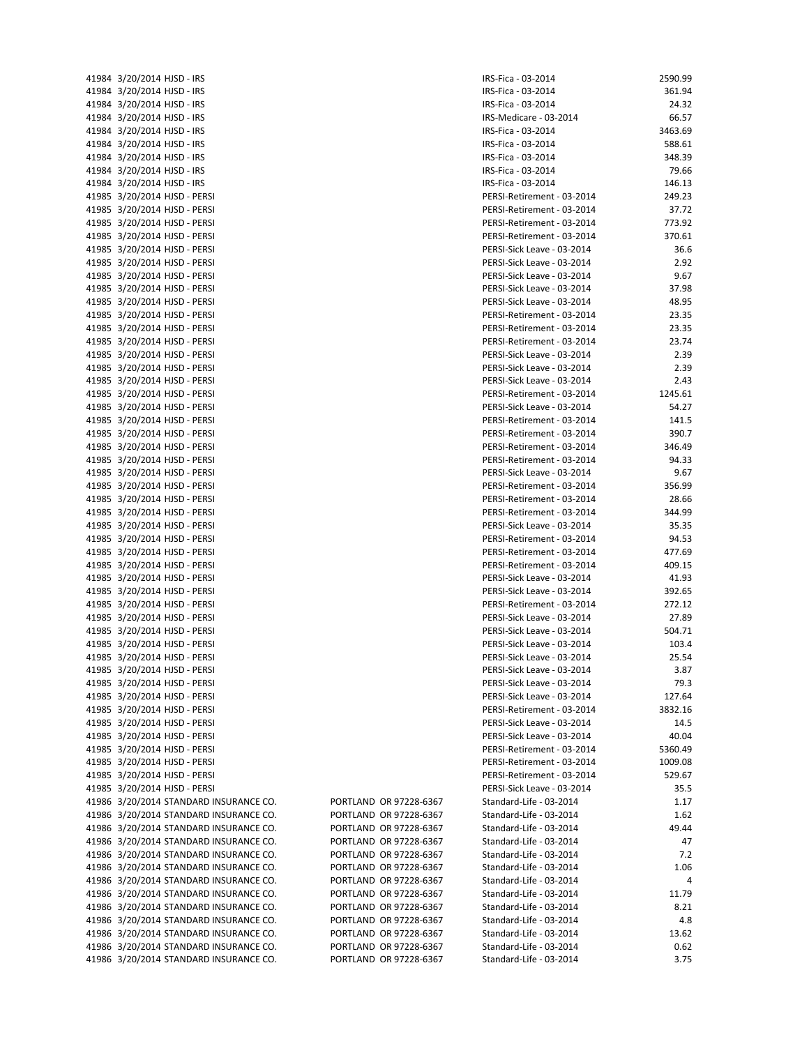| | | | | | |
|---|---|---|---|---|---|
| 41984 | 3/20/2014 | HJSD - IRS | | IRS-Fica - 03-2014 | 2590.99 |
| 41984 | 3/20/2014 | HJSD - IRS | | IRS-Fica - 03-2014 | 361.94 |
| 41984 | 3/20/2014 | HJSD - IRS | | IRS-Fica - 03-2014 | 24.32 |
| 41984 | 3/20/2014 | HJSD - IRS | | IRS-Medicare - 03-2014 | 66.57 |
| 41984 | 3/20/2014 | HJSD - IRS | | IRS-Fica - 03-2014 | 3463.69 |
| 41984 | 3/20/2014 | HJSD - IRS | | IRS-Fica - 03-2014 | 588.61 |
| 41984 | 3/20/2014 | HJSD - IRS | | IRS-Fica - 03-2014 | 348.39 |
| 41984 | 3/20/2014 | HJSD - IRS | | IRS-Fica - 03-2014 | 79.66 |
| 41984 | 3/20/2014 | HJSD - IRS | | IRS-Fica - 03-2014 | 146.13 |
| 41985 | 3/20/2014 | HJSD - PERSI | | PERSI-Retirement - 03-2014 | 249.23 |
| 41985 | 3/20/2014 | HJSD - PERSI | | PERSI-Retirement - 03-2014 | 37.72 |
| 41985 | 3/20/2014 | HJSD - PERSI | | PERSI-Retirement - 03-2014 | 773.92 |
| 41985 | 3/20/2014 | HJSD - PERSI | | PERSI-Retirement - 03-2014 | 370.61 |
| 41985 | 3/20/2014 | HJSD - PERSI | | PERSI-Sick Leave - 03-2014 | 36.6 |
| 41985 | 3/20/2014 | HJSD - PERSI | | PERSI-Sick Leave - 03-2014 | 2.92 |
| 41985 | 3/20/2014 | HJSD - PERSI | | PERSI-Sick Leave - 03-2014 | 9.67 |
| 41985 | 3/20/2014 | HJSD - PERSI | | PERSI-Sick Leave - 03-2014 | 37.98 |
| 41985 | 3/20/2014 | HJSD - PERSI | | PERSI-Sick Leave - 03-2014 | 48.95 |
| 41985 | 3/20/2014 | HJSD - PERSI | | PERSI-Retirement - 03-2014 | 23.35 |
| 41985 | 3/20/2014 | HJSD - PERSI | | PERSI-Retirement - 03-2014 | 23.35 |
| 41985 | 3/20/2014 | HJSD - PERSI | | PERSI-Retirement - 03-2014 | 23.74 |
| 41985 | 3/20/2014 | HJSD - PERSI | | PERSI-Sick Leave - 03-2014 | 2.39 |
| 41985 | 3/20/2014 | HJSD - PERSI | | PERSI-Sick Leave - 03-2014 | 2.39 |
| 41985 | 3/20/2014 | HJSD - PERSI | | PERSI-Sick Leave - 03-2014 | 2.43 |
| 41985 | 3/20/2014 | HJSD - PERSI | | PERSI-Retirement - 03-2014 | 1245.61 |
| 41985 | 3/20/2014 | HJSD - PERSI | | PERSI-Sick Leave - 03-2014 | 54.27 |
| 41985 | 3/20/2014 | HJSD - PERSI | | PERSI-Retirement - 03-2014 | 141.5 |
| 41985 | 3/20/2014 | HJSD - PERSI | | PERSI-Retirement - 03-2014 | 390.7 |
| 41985 | 3/20/2014 | HJSD - PERSI | | PERSI-Retirement - 03-2014 | 346.49 |
| 41985 | 3/20/2014 | HJSD - PERSI | | PERSI-Retirement - 03-2014 | 94.33 |
| 41985 | 3/20/2014 | HJSD - PERSI | | PERSI-Sick Leave - 03-2014 | 9.67 |
| 41985 | 3/20/2014 | HJSD - PERSI | | PERSI-Retirement - 03-2014 | 356.99 |
| 41985 | 3/20/2014 | HJSD - PERSI | | PERSI-Retirement - 03-2014 | 28.66 |
| 41985 | 3/20/2014 | HJSD - PERSI | | PERSI-Retirement - 03-2014 | 344.99 |
| 41985 | 3/20/2014 | HJSD - PERSI | | PERSI-Sick Leave - 03-2014 | 35.35 |
| 41985 | 3/20/2014 | HJSD - PERSI | | PERSI-Retirement - 03-2014 | 94.53 |
| 41985 | 3/20/2014 | HJSD - PERSI | | PERSI-Retirement - 03-2014 | 477.69 |
| 41985 | 3/20/2014 | HJSD - PERSI | | PERSI-Retirement - 03-2014 | 409.15 |
| 41985 | 3/20/2014 | HJSD - PERSI | | PERSI-Sick Leave - 03-2014 | 41.93 |
| 41985 | 3/20/2014 | HJSD - PERSI | | PERSI-Sick Leave - 03-2014 | 392.65 |
| 41985 | 3/20/2014 | HJSD - PERSI | | PERSI-Retirement - 03-2014 | 272.12 |
| 41985 | 3/20/2014 | HJSD - PERSI | | PERSI-Sick Leave - 03-2014 | 27.89 |
| 41985 | 3/20/2014 | HJSD - PERSI | | PERSI-Sick Leave - 03-2014 | 504.71 |
| 41985 | 3/20/2014 | HJSD - PERSI | | PERSI-Sick Leave - 03-2014 | 103.4 |
| 41985 | 3/20/2014 | HJSD - PERSI | | PERSI-Sick Leave - 03-2014 | 25.54 |
| 41985 | 3/20/2014 | HJSD - PERSI | | PERSI-Sick Leave - 03-2014 | 3.87 |
| 41985 | 3/20/2014 | HJSD - PERSI | | PERSI-Sick Leave - 03-2014 | 79.3 |
| 41985 | 3/20/2014 | HJSD - PERSI | | PERSI-Sick Leave - 03-2014 | 127.64 |
| 41985 | 3/20/2014 | HJSD - PERSI | | PERSI-Retirement - 03-2014 | 3832.16 |
| 41985 | 3/20/2014 | HJSD - PERSI | | PERSI-Sick Leave - 03-2014 | 14.5 |
| 41985 | 3/20/2014 | HJSD - PERSI | | PERSI-Sick Leave - 03-2014 | 40.04 |
| 41985 | 3/20/2014 | HJSD - PERSI | | PERSI-Retirement - 03-2014 | 5360.49 |
| 41985 | 3/20/2014 | HJSD - PERSI | | PERSI-Retirement - 03-2014 | 1009.08 |
| 41985 | 3/20/2014 | HJSD - PERSI | | PERSI-Retirement - 03-2014 | 529.67 |
| 41985 | 3/20/2014 | HJSD - PERSI | | PERSI-Sick Leave - 03-2014 | 35.5 |
| 41986 | 3/20/2014 | STANDARD INSURANCE CO. | PORTLAND OR 97228-6367 | Standard-Life - 03-2014 | 1.17 |
| 41986 | 3/20/2014 | STANDARD INSURANCE CO. | PORTLAND OR 97228-6367 | Standard-Life - 03-2014 | 1.62 |
| 41986 | 3/20/2014 | STANDARD INSURANCE CO. | PORTLAND OR 97228-6367 | Standard-Life - 03-2014 | 49.44 |
| 41986 | 3/20/2014 | STANDARD INSURANCE CO. | PORTLAND OR 97228-6367 | Standard-Life - 03-2014 | 47 |
| 41986 | 3/20/2014 | STANDARD INSURANCE CO. | PORTLAND OR 97228-6367 | Standard-Life - 03-2014 | 7.2 |
| 41986 | 3/20/2014 | STANDARD INSURANCE CO. | PORTLAND OR 97228-6367 | Standard-Life - 03-2014 | 1.06 |
| 41986 | 3/20/2014 | STANDARD INSURANCE CO. | PORTLAND OR 97228-6367 | Standard-Life - 03-2014 | 4 |
| 41986 | 3/20/2014 | STANDARD INSURANCE CO. | PORTLAND OR 97228-6367 | Standard-Life - 03-2014 | 11.79 |
| 41986 | 3/20/2014 | STANDARD INSURANCE CO. | PORTLAND OR 97228-6367 | Standard-Life - 03-2014 | 8.21 |
| 41986 | 3/20/2014 | STANDARD INSURANCE CO. | PORTLAND OR 97228-6367 | Standard-Life - 03-2014 | 4.8 |
| 41986 | 3/20/2014 | STANDARD INSURANCE CO. | PORTLAND OR 97228-6367 | Standard-Life - 03-2014 | 13.62 |
| 41986 | 3/20/2014 | STANDARD INSURANCE CO. | PORTLAND OR 97228-6367 | Standard-Life - 03-2014 | 0.62 |
| 41986 | 3/20/2014 | STANDARD INSURANCE CO. | PORTLAND OR 97228-6367 | Standard-Life - 03-2014 | 3.75 |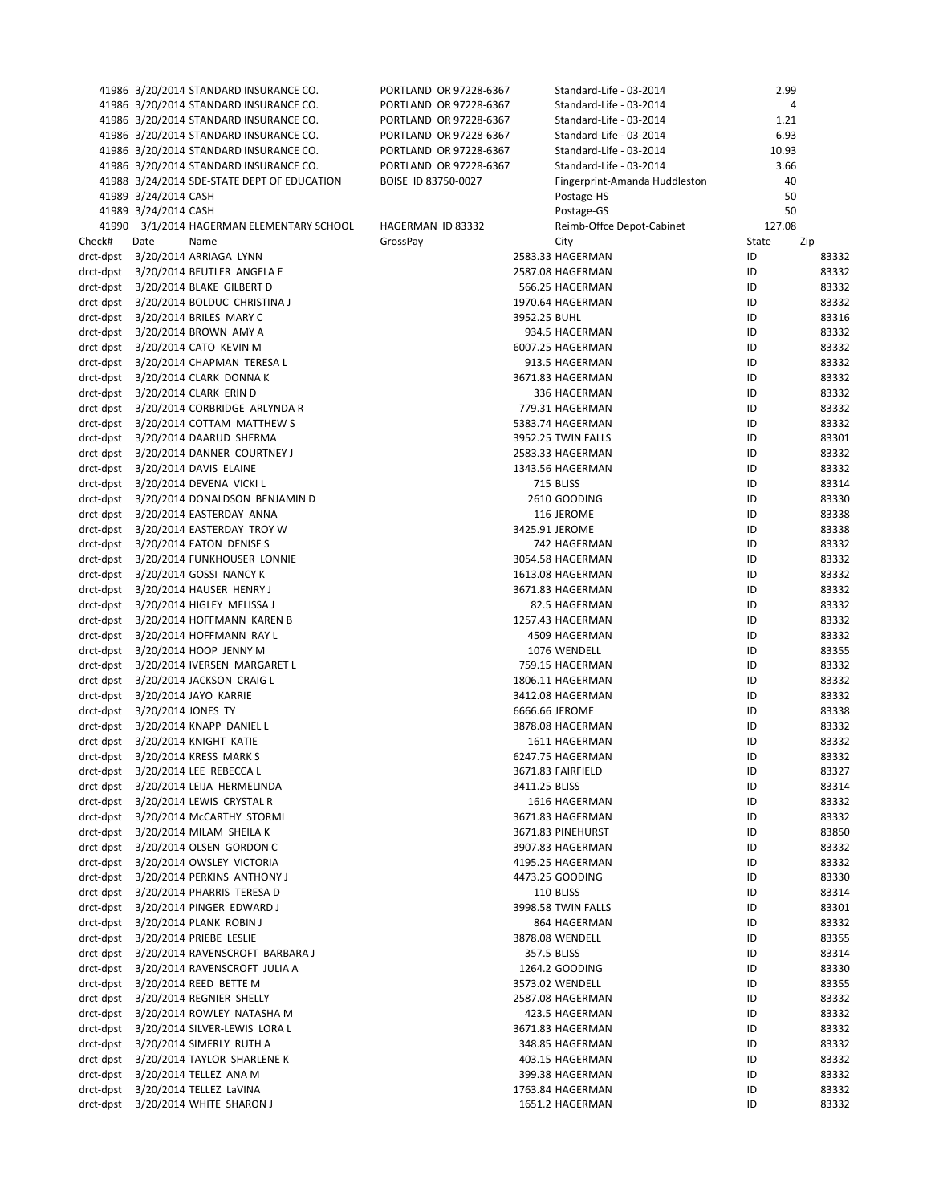| | | | | | |
|---|---|---|---|---|---|
| 41986 | 3/20/2014 | STANDARD INSURANCE CO. | PORTLAND OR 97228-6367 | Standard-Life - 03-2014 | 2.99 |
| 41986 | 3/20/2014 | STANDARD INSURANCE CO. | PORTLAND OR 97228-6367 | Standard-Life - 03-2014 | 4 |
| 41986 | 3/20/2014 | STANDARD INSURANCE CO. | PORTLAND OR 97228-6367 | Standard-Life - 03-2014 | 1.21 |
| 41986 | 3/20/2014 | STANDARD INSURANCE CO. | PORTLAND OR 97228-6367 | Standard-Life - 03-2014 | 6.93 |
| 41986 | 3/20/2014 | STANDARD INSURANCE CO. | PORTLAND OR 97228-6367 | Standard-Life - 03-2014 | 10.93 |
| 41986 | 3/20/2014 | STANDARD INSURANCE CO. | PORTLAND OR 97228-6367 | Standard-Life - 03-2014 | 3.66 |
| 41988 | 3/24/2014 | SDE-STATE DEPT OF EDUCATION | BOISE ID 83750-0027 | Fingerprint-Amanda Huddleston | 40 |
| 41989 | 3/24/2014 | CASH | | Postage-HS | 50 |
| 41989 | 3/24/2014 | CASH | | Postage-GS | 50 |
| 41990 | 3/1/2014 | HAGERMAN ELEMENTARY SCHOOL | HAGERMAN ID 83332 | Reimb-Offce Depot-Cabinet | 127.08 |

| Check# | Date | Name | GrossPay | City | State | Zip |
|---|---|---|---|---|---|---|
| drct-dpst | 3/20/2014 | ARRIAGA LYNN | 2583.33 | HAGERMAN | ID | 83332 |
| drct-dpst | 3/20/2014 | BEUTLER ANGELA E | 2587.08 | HAGERMAN | ID | 83332 |
| drct-dpst | 3/20/2014 | BLAKE GILBERT D | 566.25 | HAGERMAN | ID | 83332 |
| drct-dpst | 3/20/2014 | BOLDUC CHRISTINA J | 1970.64 | HAGERMAN | ID | 83332 |
| drct-dpst | 3/20/2014 | BRILES MARY C | 3952.25 | BUHL | ID | 83316 |
| drct-dpst | 3/20/2014 | BROWN AMY A | 934.5 | HAGERMAN | ID | 83332 |
| drct-dpst | 3/20/2014 | CATO KEVIN M | 6007.25 | HAGERMAN | ID | 83332 |
| drct-dpst | 3/20/2014 | CHAPMAN TERESA L | 913.5 | HAGERMAN | ID | 83332 |
| drct-dpst | 3/20/2014 | CLARK DONNA K | 3671.83 | HAGERMAN | ID | 83332 |
| drct-dpst | 3/20/2014 | CLARK ERIN D | 336 | HAGERMAN | ID | 83332 |
| drct-dpst | 3/20/2014 | CORBRIDGE ARLYNDA R | 779.31 | HAGERMAN | ID | 83332 |
| drct-dpst | 3/20/2014 | COTTAM MATTHEW S | 5383.74 | HAGERMAN | ID | 83332 |
| drct-dpst | 3/20/2014 | DAARUD SHERMA | 3952.25 | TWIN FALLS | ID | 83301 |
| drct-dpst | 3/20/2014 | DANNER COURTNEY J | 2583.33 | HAGERMAN | ID | 83332 |
| drct-dpst | 3/20/2014 | DAVIS ELAINE | 1343.56 | HAGERMAN | ID | 83332 |
| drct-dpst | 3/20/2014 | DEVENA VICKI L | 715 | BLISS | ID | 83314 |
| drct-dpst | 3/20/2014 | DONALDSON BENJAMIN D | 2610 | GOODING | ID | 83330 |
| drct-dpst | 3/20/2014 | EASTERDAY ANNA | 116 | JEROME | ID | 83338 |
| drct-dpst | 3/20/2014 | EASTERDAY TROY W | 3425.91 | JEROME | ID | 83338 |
| drct-dpst | 3/20/2014 | EATON DENISE S | 742 | HAGERMAN | ID | 83332 |
| drct-dpst | 3/20/2014 | FUNKHOUSER LONNIE | 3054.58 | HAGERMAN | ID | 83332 |
| drct-dpst | 3/20/2014 | GOSSI NANCY K | 1613.08 | HAGERMAN | ID | 83332 |
| drct-dpst | 3/20/2014 | HAUSER HENRY J | 3671.83 | HAGERMAN | ID | 83332 |
| drct-dpst | 3/20/2014 | HIGLEY MELISSA J | 82.5 | HAGERMAN | ID | 83332 |
| drct-dpst | 3/20/2014 | HOFFMANN KAREN B | 1257.43 | HAGERMAN | ID | 83332 |
| drct-dpst | 3/20/2014 | HOFFMANN RAY L | 4509 | HAGERMAN | ID | 83332 |
| drct-dpst | 3/20/2014 | HOOP JENNY M | 1076 | WENDELL | ID | 83355 |
| drct-dpst | 3/20/2014 | IVERSEN MARGARET L | 759.15 | HAGERMAN | ID | 83332 |
| drct-dpst | 3/20/2014 | JACKSON CRAIG L | 1806.11 | HAGERMAN | ID | 83332 |
| drct-dpst | 3/20/2014 | JAYO KARRIE | 3412.08 | HAGERMAN | ID | 83332 |
| drct-dpst | 3/20/2014 | JONES TY | 6666.66 | JEROME | ID | 83338 |
| drct-dpst | 3/20/2014 | KNAPP DANIEL L | 3878.08 | HAGERMAN | ID | 83332 |
| drct-dpst | 3/20/2014 | KNIGHT KATIE | 1611 | HAGERMAN | ID | 83332 |
| drct-dpst | 3/20/2014 | KRESS MARK S | 6247.75 | HAGERMAN | ID | 83332 |
| drct-dpst | 3/20/2014 | LEE REBECCA L | 3671.83 | FAIRFIELD | ID | 83327 |
| drct-dpst | 3/20/2014 | LEIJA HERMELINDA | 3411.25 | BLISS | ID | 83314 |
| drct-dpst | 3/20/2014 | LEWIS CRYSTAL R | 1616 | HAGERMAN | ID | 83332 |
| drct-dpst | 3/20/2014 | McCARTHY STORMI | 3671.83 | HAGERMAN | ID | 83332 |
| drct-dpst | 3/20/2014 | MILAM SHEILA K | 3671.83 | PINEHURST | ID | 83850 |
| drct-dpst | 3/20/2014 | OLSEN GORDON C | 3907.83 | HAGERMAN | ID | 83332 |
| drct-dpst | 3/20/2014 | OWSLEY VICTORIA | 4195.25 | HAGERMAN | ID | 83332 |
| drct-dpst | 3/20/2014 | PERKINS ANTHONY J | 4473.25 | GOODING | ID | 83330 |
| drct-dpst | 3/20/2014 | PHARRIS TERESA D | 110 | BLISS | ID | 83314 |
| drct-dpst | 3/20/2014 | PINGER EDWARD J | 3998.58 | TWIN FALLS | ID | 83301 |
| drct-dpst | 3/20/2014 | PLANK ROBIN J | 864 | HAGERMAN | ID | 83332 |
| drct-dpst | 3/20/2014 | PRIEBE LESLIE | 3878.08 | WENDELL | ID | 83355 |
| drct-dpst | 3/20/2014 | RAVENSCROFT BARBARA J | 357.5 | BLISS | ID | 83314 |
| drct-dpst | 3/20/2014 | RAVENSCROFT JULIA A | 1264.2 | GOODING | ID | 83330 |
| drct-dpst | 3/20/2014 | REED BETTE M | 3573.02 | WENDELL | ID | 83355 |
| drct-dpst | 3/20/2014 | REGNIER SHELLY | 2587.08 | HAGERMAN | ID | 83332 |
| drct-dpst | 3/20/2014 | ROWLEY NATASHA M | 423.5 | HAGERMAN | ID | 83332 |
| drct-dpst | 3/20/2014 | SILVER-LEWIS LORA L | 3671.83 | HAGERMAN | ID | 83332 |
| drct-dpst | 3/20/2014 | SIMERLY RUTH A | 348.85 | HAGERMAN | ID | 83332 |
| drct-dpst | 3/20/2014 | TAYLOR SHARLENE K | 403.15 | HAGERMAN | ID | 83332 |
| drct-dpst | 3/20/2014 | TELLEZ ANA M | 399.38 | HAGERMAN | ID | 83332 |
| drct-dpst | 3/20/2014 | TELLEZ LaVINA | 1763.84 | HAGERMAN | ID | 83332 |
| drct-dpst | 3/20/2014 | WHITE SHARON J | 1651.2 | HAGERMAN | ID | 83332 |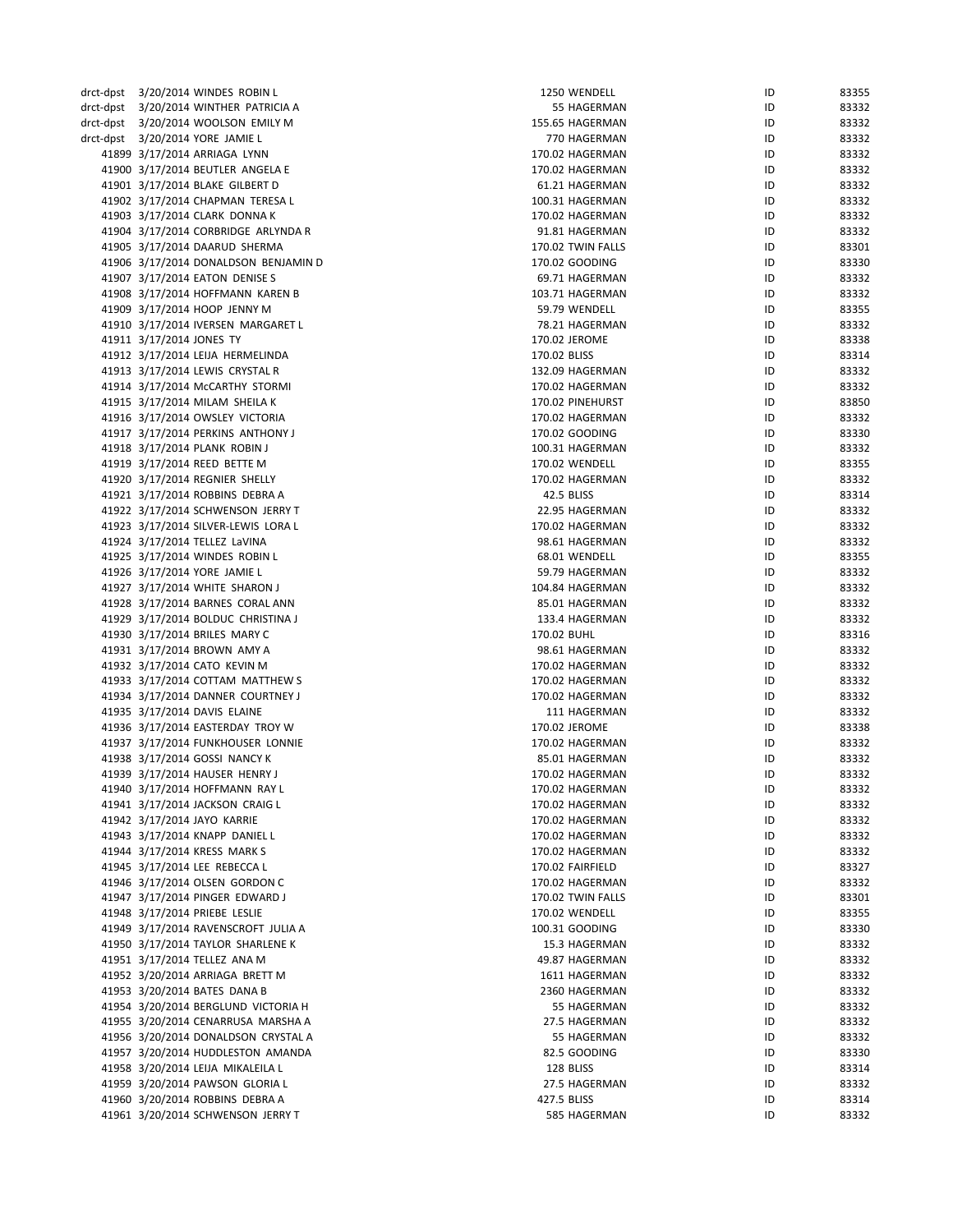| | | | | | | |
|---|---|---|---|---|---|---|
| drct-dpst | 3/20/2014 | WINDES ROBIN L | 1250 | WENDELL | ID | 83355 |
| drct-dpst | 3/20/2014 | WINTHER PATRICIA A | 55 | HAGERMAN | ID | 83332 |
| drct-dpst | 3/20/2014 | WOOLSON EMILY M | 155.65 | HAGERMAN | ID | 83332 |
| drct-dpst | 3/20/2014 | YORE JAMIE L | 770 | HAGERMAN | ID | 83332 |
| 41899 | 3/17/2014 | ARRIAGA LYNN | 170.02 | HAGERMAN | ID | 83332 |
| 41900 | 3/17/2014 | BEUTLER ANGELA E | 170.02 | HAGERMAN | ID | 83332 |
| 41901 | 3/17/2014 | BLAKE GILBERT D | 61.21 | HAGERMAN | ID | 83332 |
| 41902 | 3/17/2014 | CHAPMAN TERESA L | 100.31 | HAGERMAN | ID | 83332 |
| 41903 | 3/17/2014 | CLARK DONNA K | 170.02 | HAGERMAN | ID | 83332 |
| 41904 | 3/17/2014 | CORBRIDGE ARLYNDA R | 91.81 | HAGERMAN | ID | 83332 |
| 41905 | 3/17/2014 | DAARUD SHERMA | 170.02 | TWIN FALLS | ID | 83301 |
| 41906 | 3/17/2014 | DONALDSON BENJAMIN D | 170.02 | GOODING | ID | 83330 |
| 41907 | 3/17/2014 | EATON DENISE S | 69.71 | HAGERMAN | ID | 83332 |
| 41908 | 3/17/2014 | HOFFMANN KAREN B | 103.71 | HAGERMAN | ID | 83332 |
| 41909 | 3/17/2014 | HOOP JENNY M | 59.79 | WENDELL | ID | 83355 |
| 41910 | 3/17/2014 | IVERSEN MARGARET L | 78.21 | HAGERMAN | ID | 83332 |
| 41911 | 3/17/2014 | JONES TY | 170.02 | JEROME | ID | 83338 |
| 41912 | 3/17/2014 | LEIJA HERMELINDA | 170.02 | BLISS | ID | 83314 |
| 41913 | 3/17/2014 | LEWIS CRYSTAL R | 132.09 | HAGERMAN | ID | 83332 |
| 41914 | 3/17/2014 | McCARTHY STORMI | 170.02 | HAGERMAN | ID | 83332 |
| 41915 | 3/17/2014 | MILAM SHEILA K | 170.02 | PINEHURST | ID | 83850 |
| 41916 | 3/17/2014 | OWSLEY VICTORIA | 170.02 | HAGERMAN | ID | 83332 |
| 41917 | 3/17/2014 | PERKINS ANTHONY J | 170.02 | GOODING | ID | 83330 |
| 41918 | 3/17/2014 | PLANK ROBIN J | 100.31 | HAGERMAN | ID | 83332 |
| 41919 | 3/17/2014 | REED BETTE M | 170.02 | WENDELL | ID | 83355 |
| 41920 | 3/17/2014 | REGNIER SHELLY | 170.02 | HAGERMAN | ID | 83332 |
| 41921 | 3/17/2014 | ROBBINS DEBRA A | 42.5 | BLISS | ID | 83314 |
| 41922 | 3/17/2014 | SCHWENSON JERRY T | 22.95 | HAGERMAN | ID | 83332 |
| 41923 | 3/17/2014 | SILVER-LEWIS LORA L | 170.02 | HAGERMAN | ID | 83332 |
| 41924 | 3/17/2014 | TELLEZ LaVINA | 98.61 | HAGERMAN | ID | 83332 |
| 41925 | 3/17/2014 | WINDES ROBIN L | 68.01 | WENDELL | ID | 83355 |
| 41926 | 3/17/2014 | YORE JAMIE L | 59.79 | HAGERMAN | ID | 83332 |
| 41927 | 3/17/2014 | WHITE SHARON J | 104.84 | HAGERMAN | ID | 83332 |
| 41928 | 3/17/2014 | BARNES CORAL ANN | 85.01 | HAGERMAN | ID | 83332 |
| 41929 | 3/17/2014 | BOLDUC CHRISTINA J | 133.4 | HAGERMAN | ID | 83332 |
| 41930 | 3/17/2014 | BRILES MARY C | 170.02 | BUHL | ID | 83316 |
| 41931 | 3/17/2014 | BROWN AMY A | 98.61 | HAGERMAN | ID | 83332 |
| 41932 | 3/17/2014 | CATO KEVIN M | 170.02 | HAGERMAN | ID | 83332 |
| 41933 | 3/17/2014 | COTTAM MATTHEW S | 170.02 | HAGERMAN | ID | 83332 |
| 41934 | 3/17/2014 | DANNER COURTNEY J | 170.02 | HAGERMAN | ID | 83332 |
| 41935 | 3/17/2014 | DAVIS ELAINE | 111 | HAGERMAN | ID | 83332 |
| 41936 | 3/17/2014 | EASTERDAY TROY W | 170.02 | JEROME | ID | 83338 |
| 41937 | 3/17/2014 | FUNKHOUSER LONNIE | 170.02 | HAGERMAN | ID | 83332 |
| 41938 | 3/17/2014 | GOSSI NANCY K | 85.01 | HAGERMAN | ID | 83332 |
| 41939 | 3/17/2014 | HAUSER HENRY J | 170.02 | HAGERMAN | ID | 83332 |
| 41940 | 3/17/2014 | HOFFMANN RAY L | 170.02 | HAGERMAN | ID | 83332 |
| 41941 | 3/17/2014 | JACKSON CRAIG L | 170.02 | HAGERMAN | ID | 83332 |
| 41942 | 3/17/2014 | JAYO KARRIE | 170.02 | HAGERMAN | ID | 83332 |
| 41943 | 3/17/2014 | KNAPP DANIEL L | 170.02 | HAGERMAN | ID | 83332 |
| 41944 | 3/17/2014 | KRESS MARK S | 170.02 | HAGERMAN | ID | 83332 |
| 41945 | 3/17/2014 | LEE REBECCA L | 170.02 | FAIRFIELD | ID | 83327 |
| 41946 | 3/17/2014 | OLSEN GORDON C | 170.02 | HAGERMAN | ID | 83332 |
| 41947 | 3/17/2014 | PINGER EDWARD J | 170.02 | TWIN FALLS | ID | 83301 |
| 41948 | 3/17/2014 | PRIEBE LESLIE | 170.02 | WENDELL | ID | 83355 |
| 41949 | 3/17/2014 | RAVENSCROFT JULIA A | 100.31 | GOODING | ID | 83330 |
| 41950 | 3/17/2014 | TAYLOR SHARLENE K | 15.3 | HAGERMAN | ID | 83332 |
| 41951 | 3/17/2014 | TELLEZ ANA M | 49.87 | HAGERMAN | ID | 83332 |
| 41952 | 3/20/2014 | ARRIAGA BRETT M | 1611 | HAGERMAN | ID | 83332 |
| 41953 | 3/20/2014 | BATES DANA B | 2360 | HAGERMAN | ID | 83332 |
| 41954 | 3/20/2014 | BERGLUND VICTORIA H | 55 | HAGERMAN | ID | 83332 |
| 41955 | 3/20/2014 | CENARRUSA MARSHA A | 27.5 | HAGERMAN | ID | 83332 |
| 41956 | 3/20/2014 | DONALDSON CRYSTAL A | 55 | HAGERMAN | ID | 83332 |
| 41957 | 3/20/2014 | HUDDLESTON AMANDA | 82.5 | GOODING | ID | 83330 |
| 41958 | 3/20/2014 | LEIJA MIKALEILA L | 128 | BLISS | ID | 83314 |
| 41959 | 3/20/2014 | PAWSON GLORIA L | 27.5 | HAGERMAN | ID | 83332 |
| 41960 | 3/20/2014 | ROBBINS DEBRA A | 427.5 | BLISS | ID | 83314 |
| 41961 | 3/20/2014 | SCHWENSON JERRY T | 585 | HAGERMAN | ID | 83332 |